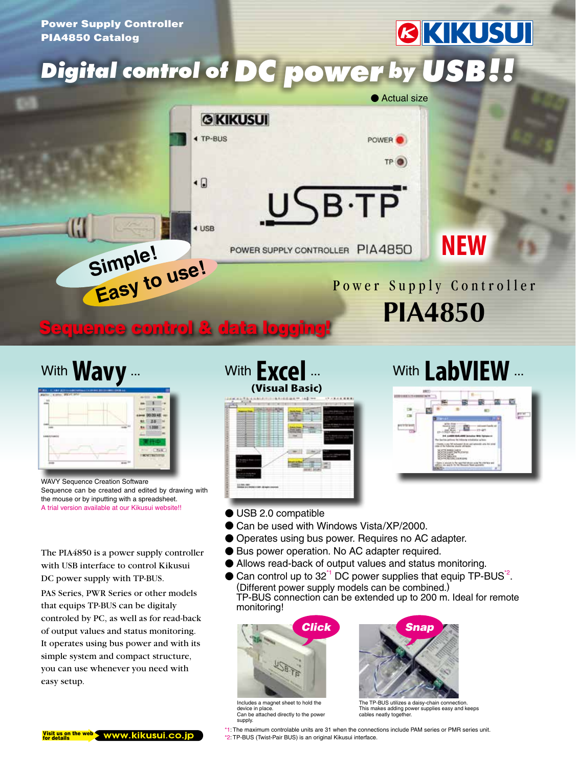Power Supply Controller
PIA4850 Catalog

KIKUSUI

# Digital control of DC power by USB!!

● Actual size

NEW

Simple! Easy to use!

Power Supply Controller

# PIA4850

## Sequence control & data logging!

### With Wavy ...

WAVY Sequence Creation Software
Sequence can be created and edited by drawing with the mouse or by inputting with a spreadsheet.
A trial version available at our Kikusui website!!

### With Excel ... (Visual Basic)

### With LabVIEW ...

The PIA4850 is a power supply controller with USB interface to control Kikusui DC power supply with TP-BUS.

PAS Series, PWR Series or other models that equips TP-BUS can be digitaly controled by PC, as well as for read-back of output values and status monitoring. It operates using bus power and with its simple system and compact structure, you can use whenever you need with easy setup.

- USB 2.0 compatible
- Can be used with Windows Vista/XP/2000.
- Operates using bus power. Requires no AC adapter.
- Bus power operation. No AC adapter required.
- Allows read-back of output values and status monitoring.
- Can control up to 32[*1] DC power supplies that equip TP-BUS[*2]. (Different power supply models can be combined.) TP-BUS connection can be extended up to 200 m. Ideal for remote monitoring!

Click

Includes a magnet sheet to hold the device in place.
Can be attached directly to the power supply.

Snap

The TP-BUS utilizes a daisy-chain connection.
This makes adding power supplies easy and keeps cables neatly together.

*1: The maximum controlable units are 31 when the connections include PAM series or PMR series unit.
*2: TP-BUS (Twist-Pair BUS) is an original Kikusui interface.

Visit us on the web for details www.kikusui.co.jp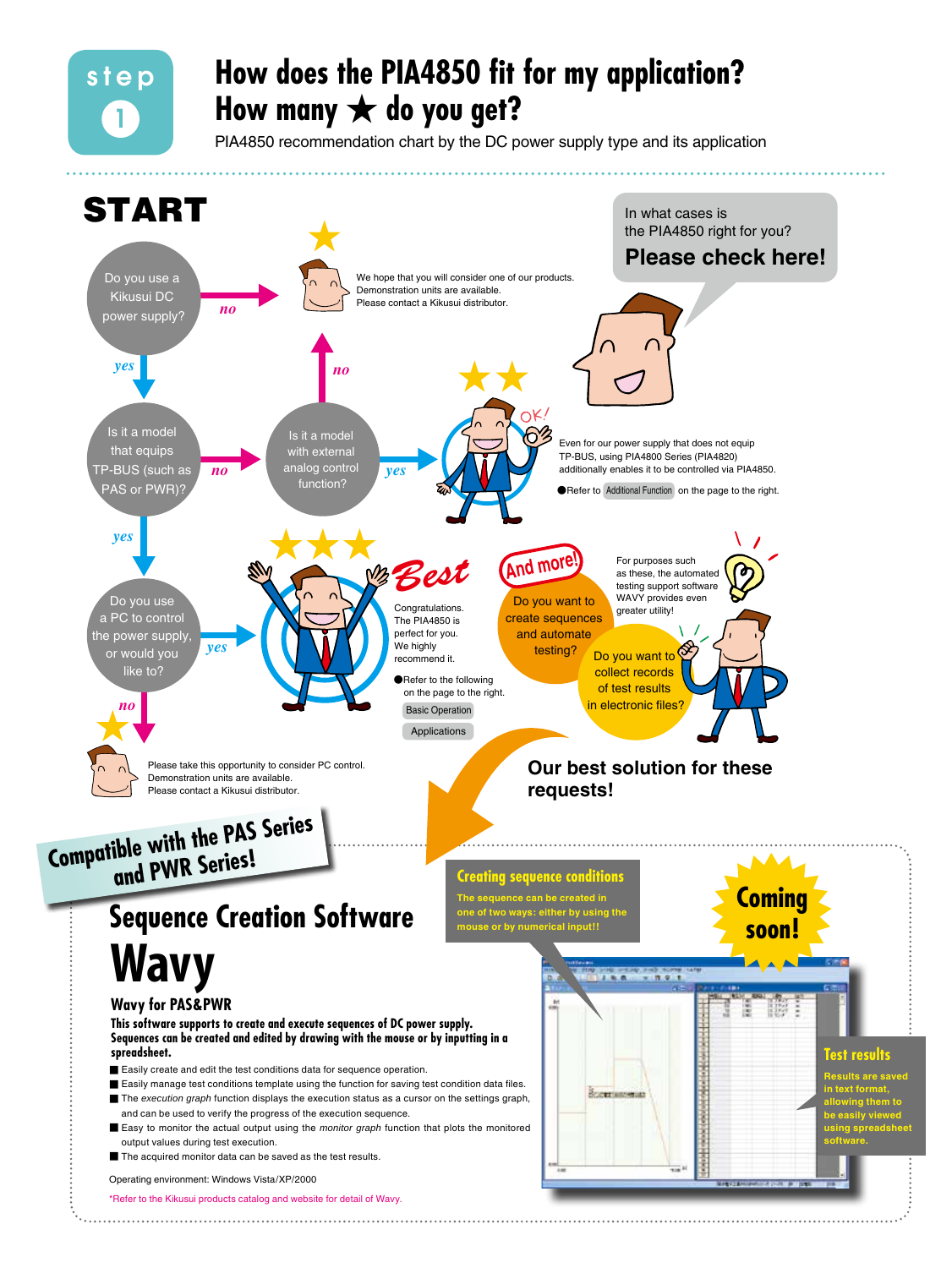# step 1

## How does the PIA4850 fit for my application? How many ★ do you get?

PIA4850 recommendation chart by the DC power supply type and its application

In what cases is the PIA4850 right for you?

**Please check here!**

**START**

Do you use a Kikusui DC power supply?

- no → ★ We hope that you will consider one of our products. Demonstration units are available. Please contact a Kikusui distributor.
- yes → Is it a model that equips TP-BUS (such as PAS or PWR)?
  - no → Is it a model with external analog control function?
    - no → ★ (see above)
    - yes → ★★ OK! Even for our power supply that does not equip TP-BUS, using PIA4800 Series (PIA4820) additionally enables it to be controlled via PIA4850.
      - ●Refer to Additional Function on the page to the right.
  - yes → Do you use a PC to control the power supply, or would you like to?
    - yes → ★★★ **Best** Congratulations. The PIA4850 is perfect for you. We highly recommend it.
      - ●Refer to the following on the page to the right.
        - Basic Operation
        - Applications
    - no → ★ Please take this opportunity to consider PC control. Demonstration units are available. Please contact a Kikusui distributor.

**And more!**

Do you want to create sequences and automate testing?

Do you want to collect records of test results in electronic files?

For purposes such as these, the automated testing support software WAVY provides even greater utility!

**Our best solution for these requests!**

## Compatible with the PAS Series and PWR Series!

## Sequence Creation Software

# Wavy

### Wavy for PAS&PWR

**This software supports to create and execute sequences of DC power supply. Sequences can be created and edited by drawing with the mouse or by inputting in a spreadsheet.**

- Easily create and edit the test conditions data for sequence operation.
- Easily manage test conditions template using the function for saving test condition data files.
- The *execution graph* function displays the execution status as a cursor on the settings graph, and can be used to verify the progress of the execution sequence.
- Easy to monitor the actual output using the *monitor graph* function that plots the monitored output values during test execution.
- The acquired monitor data can be saved as the test results.

Operating environment: Windows Vista/XP/2000

*Refer to the Kikusui products catalog and website for detail of Wavy.

**Creating sequence conditions**

The sequence can be created in one of two ways: either by using the mouse or by numerical input!!

**Coming soon!**

**Test results**

Results are saved in text format, allowing them to be easily viewed using spreadsheet software.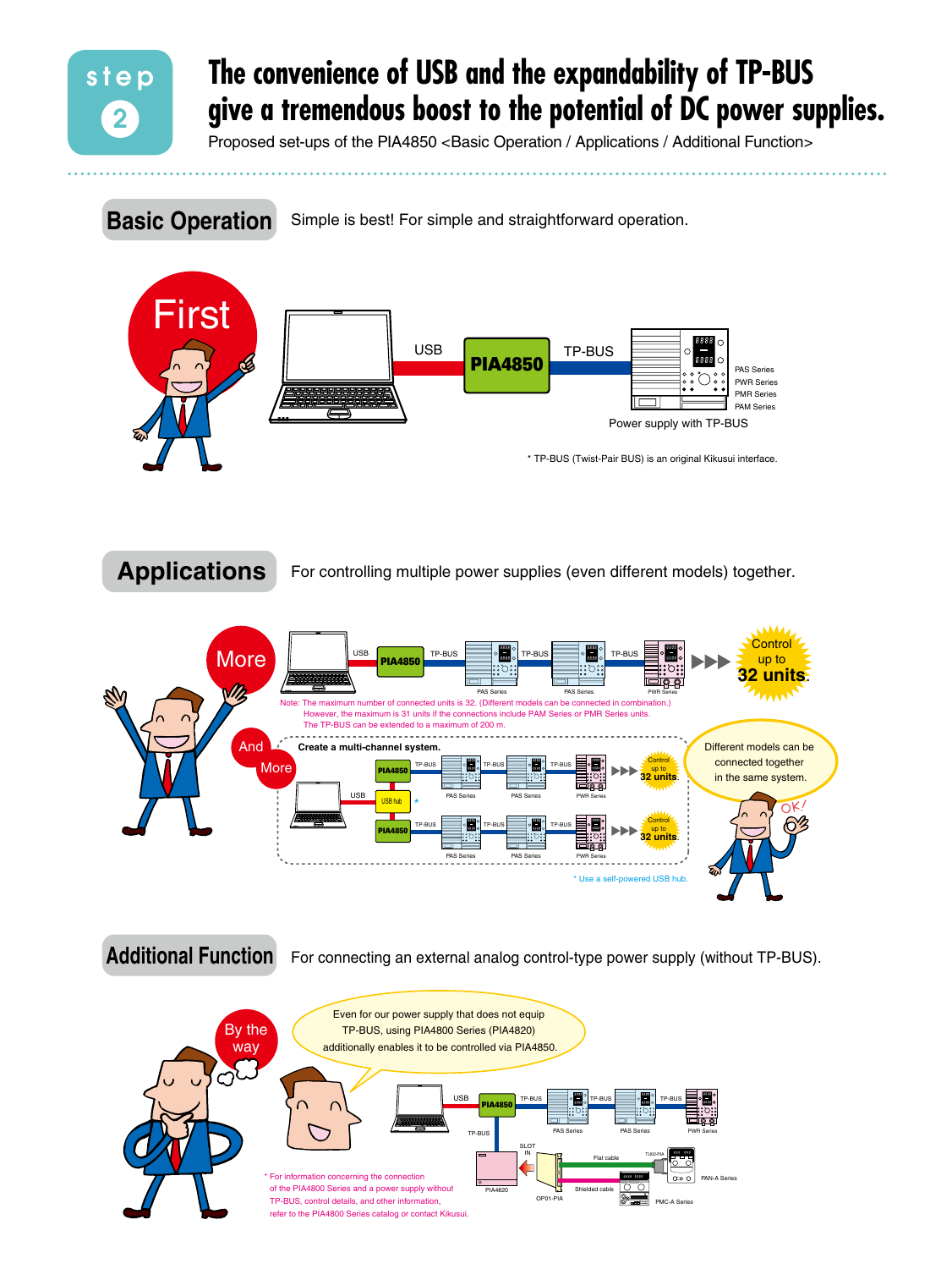step 2

# The convenience of USB and the expandability of TP-BUS give a tremendous boost to the potential of DC power supplies.

Proposed set-ups of the PIA4850 <Basic Operation / Applications / Additional Function>

## Basic Operation

Simple is best! For simple and straightforward operation.

First

USB — PIA4850 — TP-BUS

PAS Series
PWR Series
PMR Series
PAM Series

Power supply with TP-BUS

* TP-BUS (Twist-Pair BUS) is an original Kikusui interface.

## Applications

For controlling multiple power supplies (even different models) together.

More

USB — PIA4850 — TP-BUS — PAS Series — TP-BUS — PAS Series — TP-BUS — PWR Series

Control up to 32 units.

Note: The maximum number of connected units is 32. (Different models can be connected in combination.)
However, the maximum is 31 units if the connections include PAM Series or PMR Series units.
The TP-BUS can be extended to a maximum of 200 m.

And More

**Create a multi-channel system.**

USB — USB hub* — PIA4850 — TP-BUS — PAS Series — PAS Series — PWR Series — Control up to 32 units.

PIA4850 — TP-BUS — PAS Series — PAS Series — PWR Series — Control up to 32 units.

* Use a self-powered USB hub.

Different models can be connected together in the same system.

OK!

## Additional Function

For connecting an external analog control-type power supply (without TP-BUS).

By the way

Even for our power supply that does not equip TP-BUS, using PIA4800 Series (PIA4820) additionally enables it to be controlled via PIA4850.

USB — PIA4850 — TP-BUS — PAS Series — TP-BUS — PAS Series — TP-BUS — PWR Series

TP-BUS — PIA4820 — SLOT IN — OP01-PIA — Flat cable — TU02-PIA — PAN-A Series

Shielded cable — PMC-A Series

* For information concerning the connection of the PIA4800 Series and a power supply without TP-BUS, control details, and other information, refer to the PIA4800 Series catalog or contact Kikusui.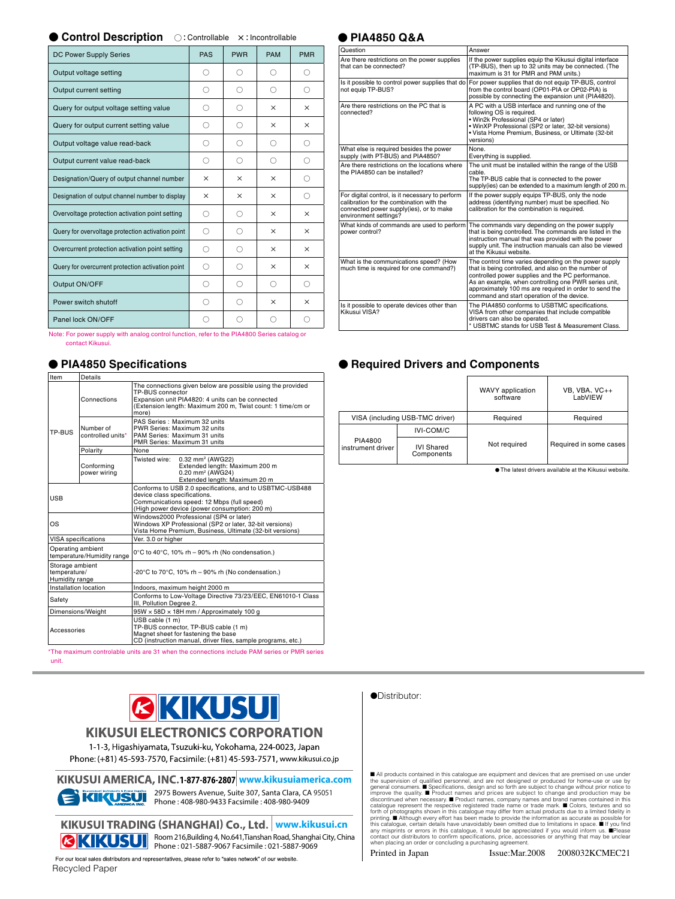## ● Control Description

○ : Controllable　× : Incontrollable

| DC Power Supply Series | PAS | PWR | PAM | PMR |
|---|---|---|---|---|
| Output voltage setting | ○ | ○ | ○ | ○ |
| Output current setting | ○ | ○ | ○ | ○ |
| Query for output voltage setting value | ○ | ○ | × | × |
| Query for output current setting value | ○ | ○ | × | × |
| Output voltage value read-back | ○ | ○ | ○ | ○ |
| Output current value read-back | ○ | ○ | ○ | ○ |
| Designation/Query of output channel number | × | × | × | ○ |
| Designation of output channel number to display | × | × | × | ○ |
| Overvoltage protection activation point setting | ○ | ○ | × | × |
| Query for overvoltage protection activation point | ○ | ○ | × | × |
| Overcurrent protection activation point setting | ○ | ○ | × | × |
| Query for overcurrent protection activation point | ○ | ○ | × | × |
| Output ON/OFF | ○ | ○ | ○ | ○ |
| Power switch shutoff | ○ | ○ | × | × |
| Panel lock ON/OFF | ○ | ○ | ○ | ○ |

Note: For power supply with analog control function, refer to the PIA4800 Series catalog or contact Kikusui.

## ● PIA4850 Q&A

| Question | Answer |
|---|---|
| Are there restrictions on the power supplies that can be connected? | If the power supplies equip the Kikusui digital interface (TP-BUS), then up to 32 units may be connected. (The maximum is 31 for PMR and PAM units.) |
| Is it possible to control power supplies that do not equip TP-BUS? | For power supplies that do not equip TP-BUS, control from the control board (OP01-PIA or OP02-PIA) is possible by connecting the expansion unit (PIA4820). |
| Are there restrictions on the PC that is connected? | A PC with a USB interface and running one of the following OS is required.<br>• Win2k Professional (SP4 or later)<br>• WinXP Professional (SP2 or later, 32-bit versions)<br>• Vista Home Premium, Business, or Ultimate (32-bit versions) |
| What else is required besides the power supply (with PT-BUS) and PIA4850? | None.<br>Everything is supplied. |
| Are there restrictions on the locations where the PIA4850 can be installed? | The unit must be installed within the range of the USB cable.<br>The TP-BUS cable that is connected to the power supply(ies) can be extended to a maximum length of 200 m. |
| For digital control, is it necessary to perform calibration for the combination with the connected power supply(ies), or to make environment settings? | If the power supply equips TP-BUS, only the node address (identifying number) must be specified. No calibration for the combination is required. |
| What kinds of commands are used to perform power control? | The commands vary depending on the power supply that is being controlled. The commands are listed in the instruction manual that was provided with the power supply unit. The instruction manuals can also be viewed at the Kikusui website. |
| What is the communications speed? (How much time is required for one command?) | The control time varies depending on the power supply that is being controlled, and also on the number of controlled power supplies and the PC performance.<br>As an example, when controlling one PWR series unit, approximately 100 ms are required in order to send the command and start operation of the device. |
| Is it possible to operate devices other than Kikusui VISA? | The PIA4850 conforms to USBTMC specifications. VISA from other companies that include compatible drivers can also be operated.<br>* USBTMC stands for USB Test & Measurement Class. |

## ● PIA4850 Specifications

| Item | | Details |
|---|---|---|
| TP-BUS | Connections | The connections given below are possible using the provided TP-BUS connector<br>Expansion unit PIA4820: 4 units can be connected<br>(Extension length: Maximum 200 m, Twist count: 1 time/cm or more) |
| | Number of controlled units* | PAS Series : Maximum 32 units<br>PWR Series: Maximum 32 units<br>PAM Series: Maximum 31 units<br>PMR Series: Maximum 31 units |
| | Polarity | None |
| | Conforming power wiring | Twisted wire: 0.32 mm² (AWG22) Extended length: Maximum 200 m<br>0.20 mm² (AWG24) Extended length: Maximum 20 m |
| USB | | Conforms to USB 2.0 specifications, and to USBTMC-USB488 device class specifications.<br>Communications speed: 12 Mbps (full speed)<br>(High power device (power consumption: 200 m) |
| OS | | Windows2000 Professional (SP4 or later)<br>Windows XP Professional (SP2 or later, 32-bit versions)<br>Vista Home Premium, Business, Ultimate (32-bit versions) |
| VISA specifications | | Ver. 3.0 or higher |
| Operating ambient temperature/Humidity range | | 0°C to 40°C, 10% rh – 90% rh (No condensation.) |
| Storage ambient temperature/ Humidity range | | -20°C to 70°C, 10% rh – 90% rh (No condensation.) |
| Installation location | | Indoors, maximum height 2000 m |
| Safety | | Conforms to Low-Voltage Directive 73/23/EEC, EN61010-1 Class III, Pollution Degree 2. |
| Dimensions/Weight | | 95W × 58D × 18H mm / Approximately 100 g |
| Accessories | | USB cable (1 m)<br>TP-BUS connector, TP-BUS cable (1 m)<br>Magnet sheet for fastening the base<br>CD (instruction manual, driver files, sample programs, etc.) |

*The maximum controlable units are 31 when the connections include PAM series or PMR series unit.

## ● Required Drivers and Components

| | | WAVY application software | VB, VBA, VC++ LabVIEW |
|---|---|---|---|
| VISA (including USB-TMC driver) | | Required | Required |
| PIA4800 instrument driver | IVI-COM/C | Not required | Required in some cases |
| | IVI Shared Components | | |

● The latest drivers available at the Kikusui website.

**KIKUSUI ELECTRONICS CORPORATION**
1-1-3, Higashiyamata, Tsuzuki-ku, Yokohama, 224-0023, Japan
Phone: (+81) 45-593-7570, Facsimile: (+81) 45-593-7571, www.kikusui.co.jp

**KIKUSUI AMERICA, INC.** 1-877-876-2807 www.kikusuiamerica.com
2975 Bowers Avenue, Suite 307, Santa Clara, CA 95051
Phone : 408-980-9433 Facsimile : 408-980-9409

**KIKUSUI TRADING (SHANGHAI) Co., Ltd.** www.kikusui.cn
Room 216,Building 4, No.641,Tianshan Road, Shanghai City, China
Phone : 021-5887-9067 Facsimile : 021-5887-9069

For our local sales distributors and representatives, please refer to "sales network" of our website.

Recycled Paper

●Distributor:

■ All products contained in this catalogue are equipment and devices that are premised on use under the supervision of qualified personnel, and are not designed or produced for home-use or use by general consumers. ■ Specifications, design and so forth are subject to change without prior notice to improve the quality. ■ Product names and prices are subject to change and production may be discontinued when necessary. ■ Product names, company names and brand names contained in this catalogue represent the respective registered trade name or trade mark. ■ Colors, textures and so forth of photographs shown in this catalogue may differ from actual products due to a limited fidelity in printing. ■ Although every effort has been made to provide the information as accurate as possible for this catalogue, certain details have unavoidably been omitted due to limitations in space. ■ If you find any misprints or errors in this catalogue, it would be appreciated if you would inform us. ■Please contact our distributors to confirm specifications, price, accessories or anything that may be unclear when placing an order or concluding a purchasing agreement.

Printed in Japan　Issue:Mar.2008　2008032KCMEC21